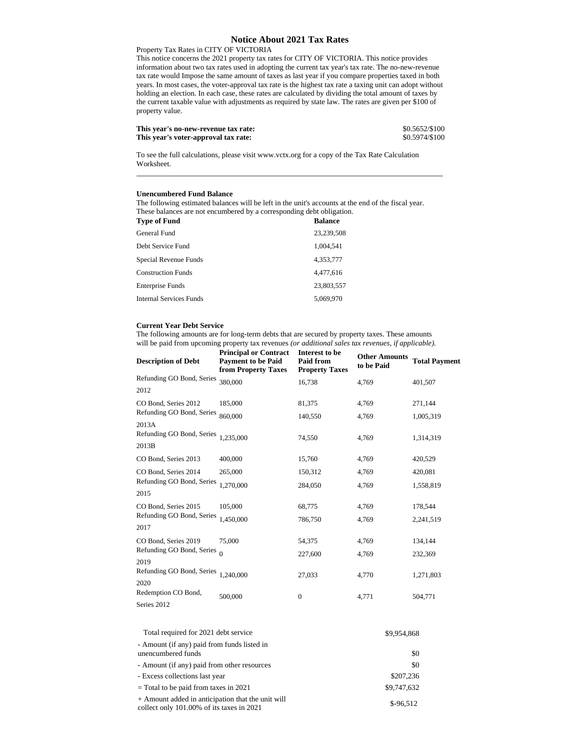# Notice About 2021 Tax Rates

Property Tax Rates in CITY OF VICTORIA

This notice concerns the 2021 property tax rates for CITY OF VICTORIA. This notice provides information about two tax rates used in adopting the current tax year's tax rate. The no-new-revenue tax rate would Impose the same amount of taxes as last year if you compare properties taxed in both years. In most cases, the voter-approval tax rate is the highest tax rate a taxing unit can adopt without holding an election. In each case, these rates are calculated by dividing the total amount of taxes by the current taxable value with adjustments as required by state law. The rates are given per $100 of property value.

| | |
|---|---|
| **This year's no-new-revenue tax rate:** | $0.5652/$100 |
| **This year's voter-approval tax rate:** | $0.5974/$100 |

To see the full calculations, please visit www.vctx.org for a copy of the Tax Rate Calculation Worksheet.

---

**Unencumbered Fund Balance**

The following estimated balances will be left in the unit's accounts at the end of the fiscal year. These balances are not encumbered by a corresponding debt obligation.

| Type of Fund | Balance |
|---|---|
| General Fund | 23,239,508 |
| Debt Service Fund | 1,004,541 |
| Special Revenue Funds | 4,353,777 |
| Construction Funds | 4,477,616 |
| Enterprise Funds | 23,803,557 |
| Internal Services Funds | 5,069,970 |

**Current Year Debt Service**

The following amounts are for long-term debts that are secured by property taxes. These amounts will be paid from upcoming property tax revenues *(or additional sales tax revenues, if applicable).*

| Description of Debt | Principal or Contract Payment to be Paid from Property Taxes | Interest to be Paid from Property Taxes | Other Amounts to be Paid | Total Payment |
|---|---|---|---|---|
| Refunding GO Bond, Series 2012 | 380,000 | 16,738 | 4,769 | 401,507 |
| CO Bond, Series 2012 | 185,000 | 81,375 | 4,769 | 271,144 |
| Refunding GO Bond, Series 2013A | 860,000 | 140,550 | 4,769 | 1,005,319 |
| Refunding GO Bond, Series 2013B | 1,235,000 | 74,550 | 4,769 | 1,314,319 |
| CO Bond, Series 2013 | 400,000 | 15,760 | 4,769 | 420,529 |
| CO Bond, Series 2014 | 265,000 | 150,312 | 4,769 | 420,081 |
| Refunding GO Bond, Series 2015 | 1,270,000 | 284,050 | 4,769 | 1,558,819 |
| CO Bond, Series 2015 | 105,000 | 68,775 | 4,769 | 178,544 |
| Refunding GO Bond, Series 2017 | 1,450,000 | 786,750 | 4,769 | 2,241,519 |
| CO Bond, Series 2019 | 75,000 | 54,375 | 4,769 | 134,144 |
| Refunding GO Bond, Series 2019 | 0 | 227,600 | 4,769 | 232,369 |
| Refunding GO Bond, Series 2020 | 1,240,000 | 27,033 | 4,770 | 1,271,803 |
| Redemption CO Bond, Series 2012 | 500,000 | 0 | 4,771 | 504,771 |

| | |
|---|---|
| Total required for 2021 debt service | $9,954,868 |
| - Amount (if any) paid from funds listed in unencumbered funds | $0 |
| - Amount (if any) paid from other resources | $0 |
| - Excess collections last year | $207,236 |
| = Total to be paid from taxes in 2021 | $9,747,632 |
| + Amount added in anticipation that the unit will collect only 101.00% of its taxes in 2021 | $-96,512 |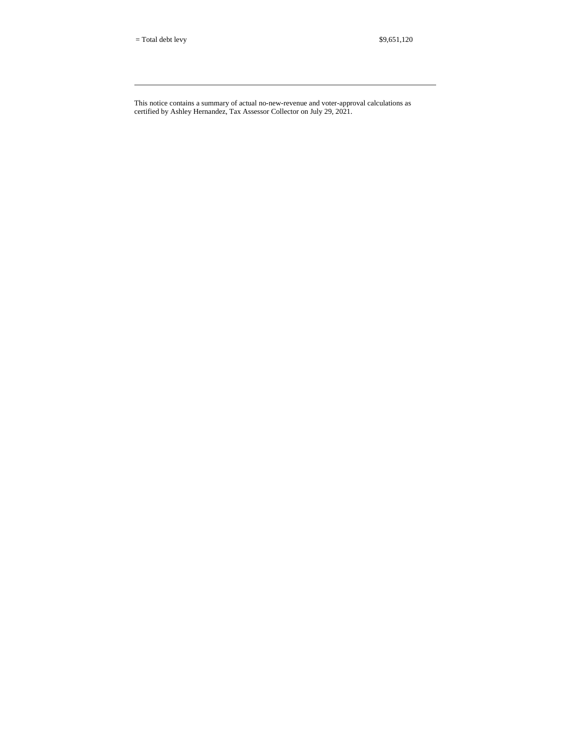| | |
|---|---|
| = Total debt levy | $9,651,120 |

---

This notice contains a summary of actual no-new-revenue and voter-approval calculations as certified by Ashley Hernandez, Tax Assessor Collector on July 29, 2021.